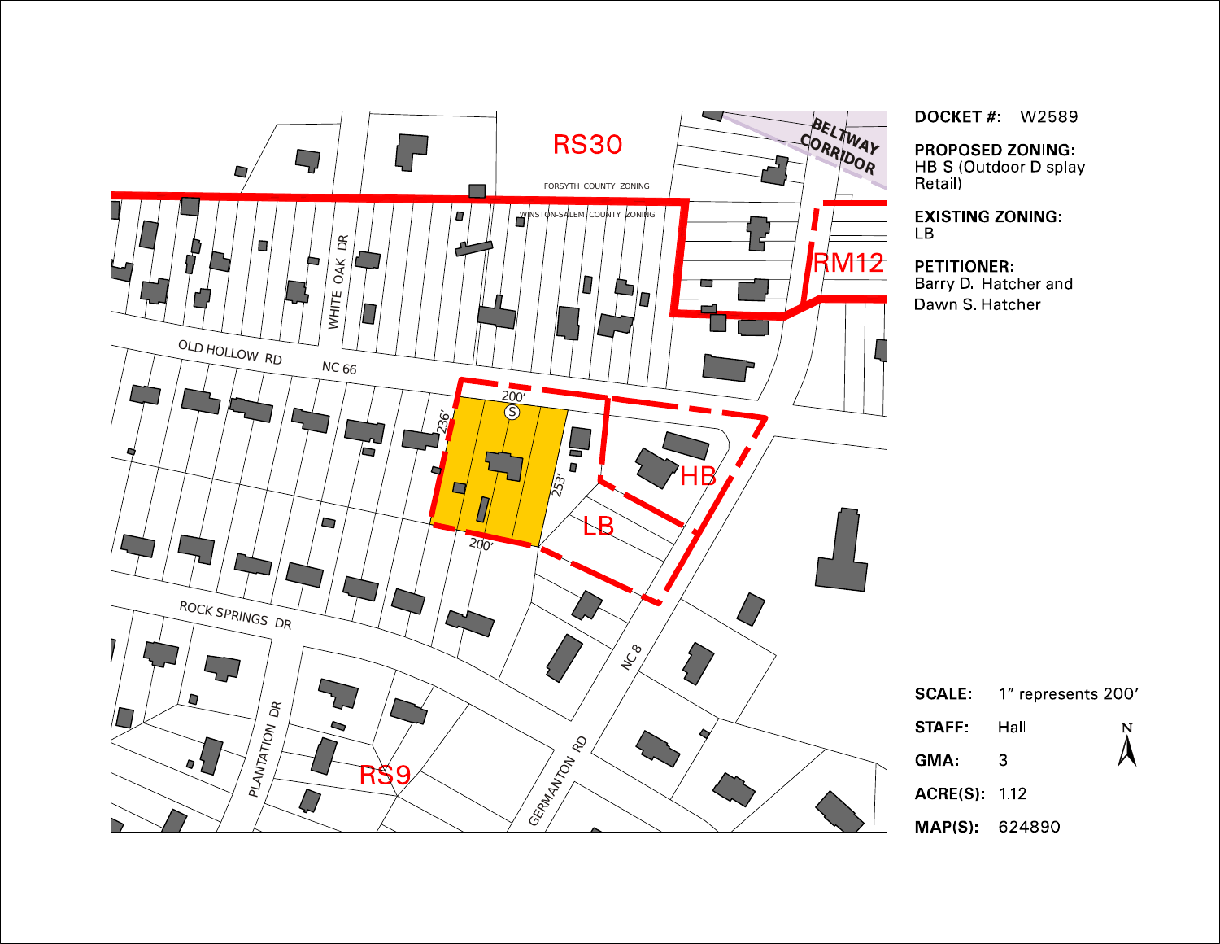RS30

FORSYTH COUNTY ZONING

WINSTON-SALEM COUNTY ZONING

BELTWAY CORRIDOR

RM12

WHITE OAK DR

OLD HOLLOW RD

NC 66

200'

236'

253'

200'

HB

LB

ROCK SPRINGS DR

NC 8

PLANTATION DR

RS9

GERMANTON RD

**DOCKET #:** W2589

**PROPOSED ZONING:**
HB-S (Outdoor Display Retail)

**EXISTING ZONING:**
LB

**PETITIONER:**
Barry D. Hatcher and Dawn S. Hatcher

**SCALE:** 1" represents 200'

**STAFF:** Hall

**GMA:** 3

**ACRE(S):** 1.12

**MAP(S):** 624890

N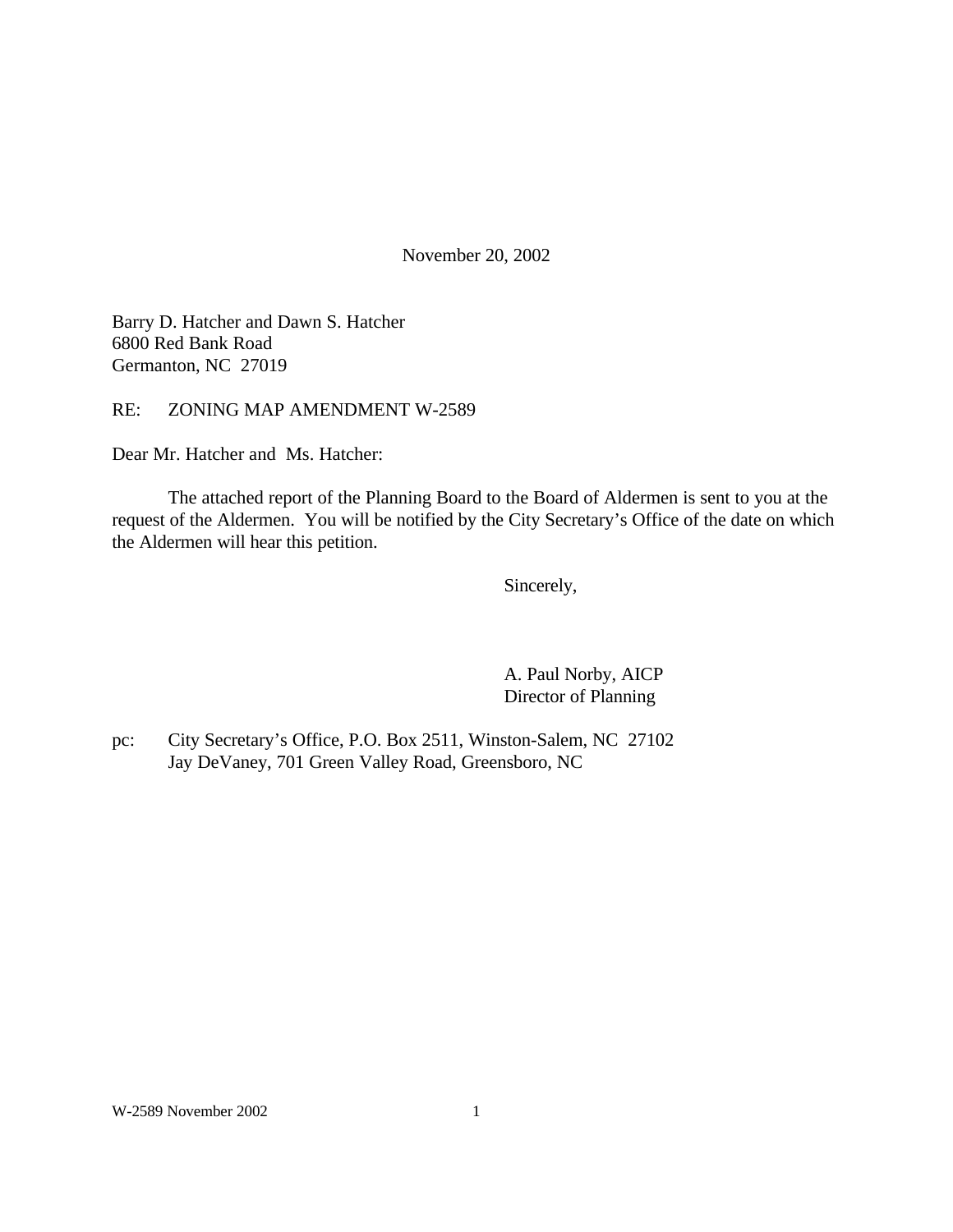November 20, 2002

Barry D. Hatcher and Dawn S. Hatcher
6800 Red Bank Road
Germanton, NC 27019

RE: ZONING MAP AMENDMENT W-2589

Dear Mr. Hatcher and Ms. Hatcher:

The attached report of the Planning Board to the Board of Aldermen is sent to you at the request of the Aldermen. You will be notified by the City Secretary's Office of the date on which the Aldermen will hear this petition.

Sincerely,

A. Paul Norby, AICP
Director of Planning

pc: City Secretary's Office, P.O. Box 2511, Winston-Salem, NC 27102
Jay DeVaney, 701 Green Valley Road, Greensboro, NC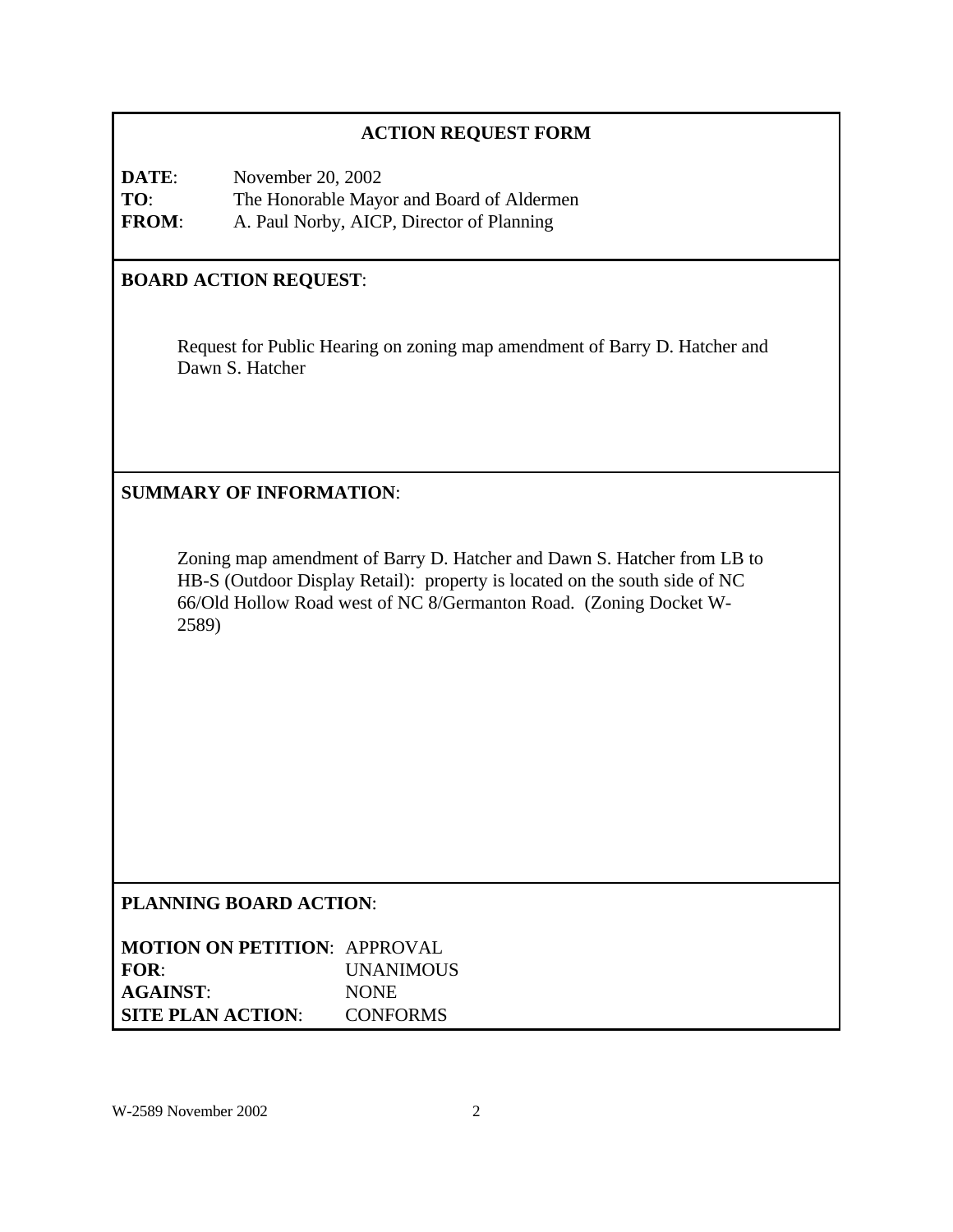## ACTION REQUEST FORM

**DATE**: November 20, 2002
**TO**: The Honorable Mayor and Board of Aldermen
**FROM**: A. Paul Norby, AICP, Director of Planning

**BOARD ACTION REQUEST**:

Request for Public Hearing on zoning map amendment of Barry D. Hatcher and Dawn S. Hatcher

**SUMMARY OF INFORMATION**:

Zoning map amendment of Barry D. Hatcher and Dawn S. Hatcher from LB to HB-S (Outdoor Display Retail): property is located on the south side of NC 66/Old Hollow Road west of NC 8/Germanton Road. (Zoning Docket W-2589)

**PLANNING BOARD ACTION**:

**MOTION ON PETITION**: APPROVAL
**FOR**: UNANIMOUS
**AGAINST**: NONE
**SITE PLAN ACTION**: CONFORMS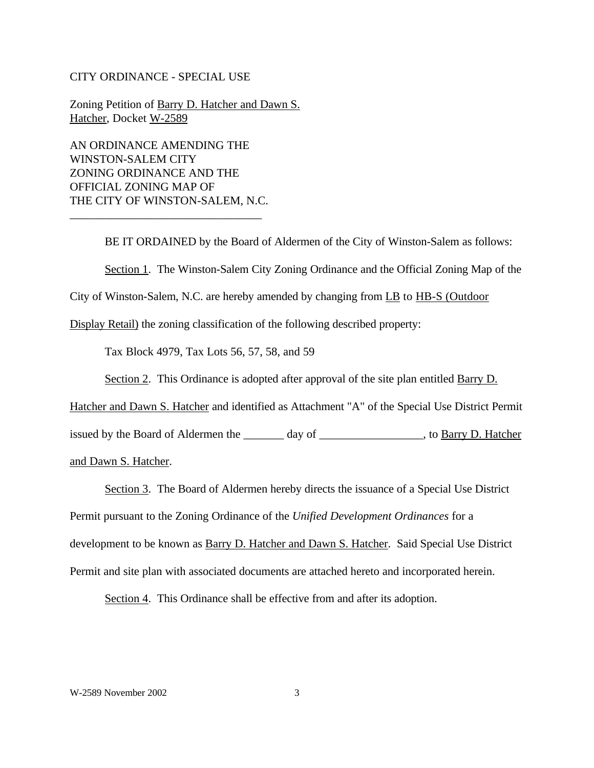CITY ORDINANCE - SPECIAL USE

Zoning Petition of Barry D. Hatcher and Dawn S. Hatcher, Docket W-2589

AN ORDINANCE AMENDING THE WINSTON-SALEM CITY ZONING ORDINANCE AND THE OFFICIAL ZONING MAP OF THE CITY OF WINSTON-SALEM, N.C.

---

BE IT ORDAINED by the Board of Aldermen of the City of Winston-Salem as follows:

Section 1. The Winston-Salem City Zoning Ordinance and the Official Zoning Map of the City of Winston-Salem, N.C. are hereby amended by changing from LB to HB-S (Outdoor Display Retail) the zoning classification of the following described property:

Tax Block 4979, Tax Lots 56, 57, 58, and 59

Section 2. This Ordinance is adopted after approval of the site plan entitled Barry D. Hatcher and Dawn S. Hatcher and identified as Attachment "A" of the Special Use District Permit issued by the Board of Aldermen the _______ day of __________________, to Barry D. Hatcher and Dawn S. Hatcher.

Section 3. The Board of Aldermen hereby directs the issuance of a Special Use District Permit pursuant to the Zoning Ordinance of the *Unified Development Ordinances* for a development to be known as Barry D. Hatcher and Dawn S. Hatcher. Said Special Use District Permit and site plan with associated documents are attached hereto and incorporated herein.

Section 4. This Ordinance shall be effective from and after its adoption.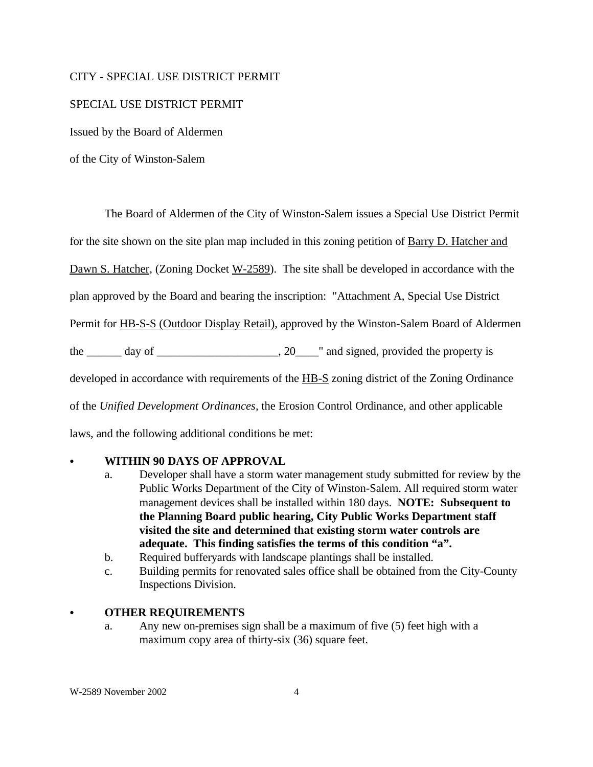CITY - SPECIAL USE DISTRICT PERMIT

SPECIAL USE DISTRICT PERMIT

Issued by the Board of Aldermen

of the City of Winston-Salem

The Board of Aldermen of the City of Winston-Salem issues a Special Use District Permit for the site shown on the site plan map included in this zoning petition of Barry D. Hatcher and Dawn S. Hatcher, (Zoning Docket W-2589). The site shall be developed in accordance with the plan approved by the Board and bearing the inscription: "Attachment A, Special Use District Permit for HB-S-S (Outdoor Display Retail), approved by the Winston-Salem Board of Aldermen the ______ day of ____________________, 20____" and signed, provided the property is developed in accordance with requirements of the HB-S zoning district of the Zoning Ordinance of the *Unified Development Ordinances*, the Erosion Control Ordinance, and other applicable laws, and the following additional conditions be met:

- **WITHIN 90 DAYS OF APPROVAL**
  - a. Developer shall have a storm water management study submitted for review by the Public Works Department of the City of Winston-Salem. All required storm water management devices shall be installed within 180 days. **NOTE: Subsequent to the Planning Board public hearing, City Public Works Department staff visited the site and determined that existing storm water controls are adequate. This finding satisfies the terms of this condition "a".**
  - b. Required bufferyards with landscape plantings shall be installed.
  - c. Building permits for renovated sales office shall be obtained from the City-County Inspections Division.

- **OTHER REQUIREMENTS**
  - a. Any new on-premises sign shall be a maximum of five (5) feet high with a maximum copy area of thirty-six (36) square feet.

W-2589 November 2002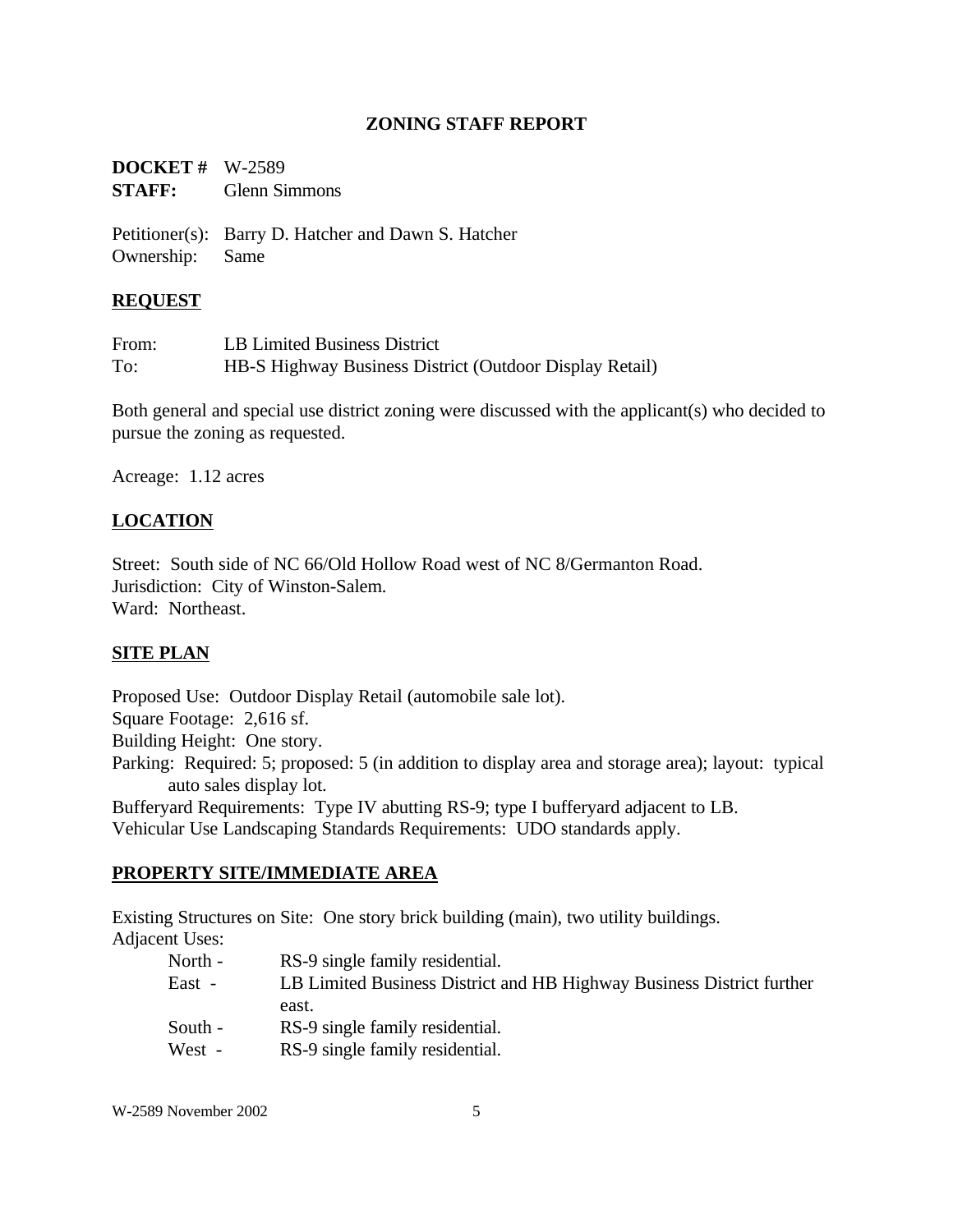# ZONING STAFF REPORT

**DOCKET #** W-2589
**STAFF:** Glenn Simmons

Petitioner(s): Barry D. Hatcher and Dawn S. Hatcher
Ownership: Same

## REQUEST

From: LB Limited Business District
To: HB-S Highway Business District (Outdoor Display Retail)

Both general and special use district zoning were discussed with the applicant(s) who decided to pursue the zoning as requested.

Acreage: 1.12 acres

## LOCATION

Street: South side of NC 66/Old Hollow Road west of NC 8/Germanton Road.
Jurisdiction: City of Winston-Salem.
Ward: Northeast.

## SITE PLAN

Proposed Use: Outdoor Display Retail (automobile sale lot).
Square Footage: 2,616 sf.
Building Height: One story.
Parking: Required: 5; proposed: 5 (in addition to display area and storage area); layout: typical auto sales display lot.
Bufferyard Requirements: Type IV abutting RS-9; type I bufferyard adjacent to LB.
Vehicular Use Landscaping Standards Requirements: UDO standards apply.

## PROPERTY SITE/IMMEDIATE AREA

Existing Structures on Site: One story brick building (main), two utility buildings.
Adjacent Uses:

- North - RS-9 single family residential.
- East - LB Limited Business District and HB Highway Business District further east.
- South - RS-9 single family residential.
- West - RS-9 single family residential.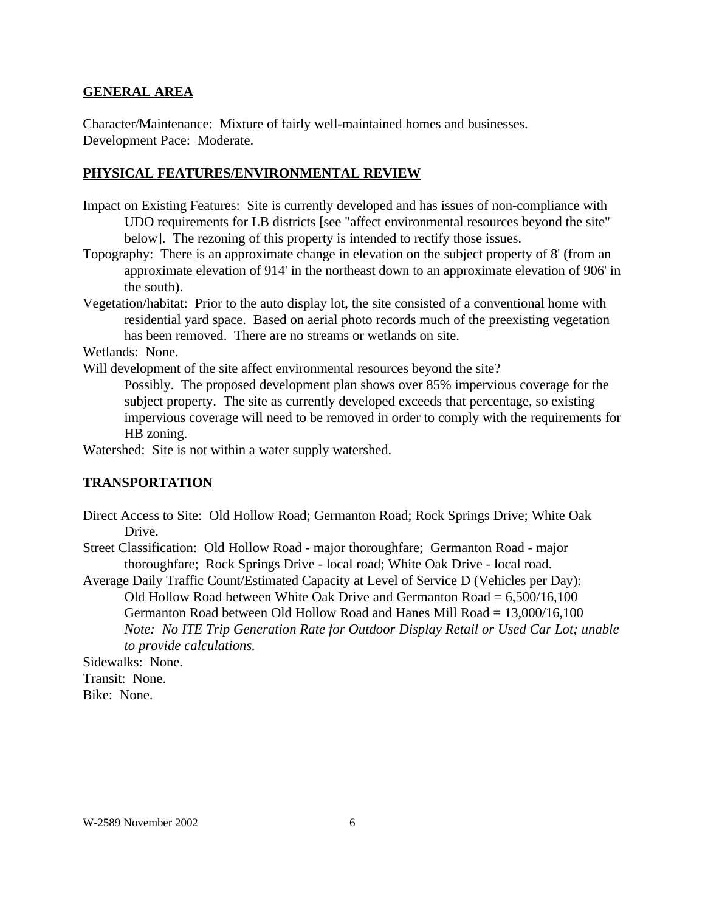## GENERAL AREA

Character/Maintenance: Mixture of fairly well-maintained homes and businesses.
Development Pace: Moderate.

## PHYSICAL FEATURES/ENVIRONMENTAL REVIEW

Impact on Existing Features: Site is currently developed and has issues of non-compliance with UDO requirements for LB districts [see "affect environmental resources beyond the site" below]. The rezoning of this property is intended to rectify those issues.

Topography: There is an approximate change in elevation on the subject property of 8' (from an approximate elevation of 914' in the northeast down to an approximate elevation of 906' in the south).

Vegetation/habitat: Prior to the auto display lot, the site consisted of a conventional home with residential yard space. Based on aerial photo records much of the preexisting vegetation has been removed. There are no streams or wetlands on site.

Wetlands: None.

Will development of the site affect environmental resources beyond the site?
Possibly. The proposed development plan shows over 85% impervious coverage for the subject property. The site as currently developed exceeds that percentage, so existing impervious coverage will need to be removed in order to comply with the requirements for HB zoning.

Watershed: Site is not within a water supply watershed.

## TRANSPORTATION

Direct Access to Site: Old Hollow Road; Germanton Road; Rock Springs Drive; White Oak Drive.

Street Classification: Old Hollow Road - major thoroughfare; Germanton Road - major thoroughfare; Rock Springs Drive - local road; White Oak Drive - local road.

Average Daily Traffic Count/Estimated Capacity at Level of Service D (Vehicles per Day):
Old Hollow Road between White Oak Drive and Germanton Road = 6,500/16,100
Germanton Road between Old Hollow Road and Hanes Mill Road = 13,000/16,100
*Note: No ITE Trip Generation Rate for Outdoor Display Retail or Used Car Lot; unable to provide calculations.*

Sidewalks: None.
Transit: None.
Bike: None.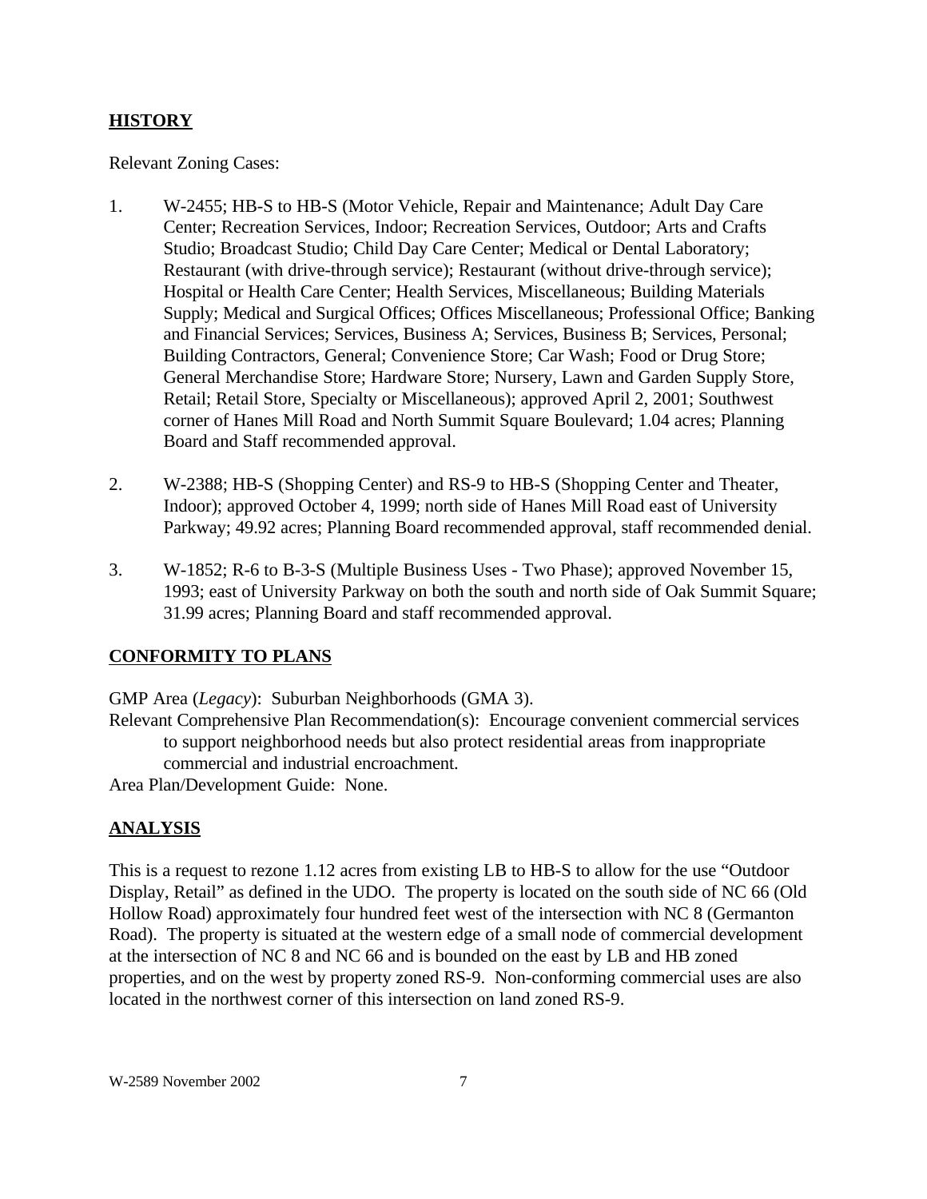## HISTORY

Relevant Zoning Cases:

1. W-2455; HB-S to HB-S (Motor Vehicle, Repair and Maintenance; Adult Day Care Center; Recreation Services, Indoor; Recreation Services, Outdoor; Arts and Crafts Studio; Broadcast Studio; Child Day Care Center; Medical or Dental Laboratory; Restaurant (with drive-through service); Restaurant (without drive-through service); Hospital or Health Care Center; Health Services, Miscellaneous; Building Materials Supply; Medical and Surgical Offices; Offices Miscellaneous; Professional Office; Banking and Financial Services; Services, Business A; Services, Business B; Services, Personal; Building Contractors, General; Convenience Store; Car Wash; Food or Drug Store; General Merchandise Store; Hardware Store; Nursery, Lawn and Garden Supply Store, Retail; Retail Store, Specialty or Miscellaneous); approved April 2, 2001; Southwest corner of Hanes Mill Road and North Summit Square Boulevard; 1.04 acres; Planning Board and Staff recommended approval.

2. W-2388; HB-S (Shopping Center) and RS-9 to HB-S (Shopping Center and Theater, Indoor); approved October 4, 1999; north side of Hanes Mill Road east of University Parkway; 49.92 acres; Planning Board recommended approval, staff recommended denial.

3. W-1852; R-6 to B-3-S (Multiple Business Uses - Two Phase); approved November 15, 1993; east of University Parkway on both the south and north side of Oak Summit Square; 31.99 acres; Planning Board and staff recommended approval.

## CONFORMITY TO PLANS

GMP Area (*Legacy*): Suburban Neighborhoods (GMA 3).

Relevant Comprehensive Plan Recommendation(s): Encourage convenient commercial services to support neighborhood needs but also protect residential areas from inappropriate commercial and industrial encroachment.

Area Plan/Development Guide: None.

## ANALYSIS

This is a request to rezone 1.12 acres from existing LB to HB-S to allow for the use "Outdoor Display, Retail" as defined in the UDO. The property is located on the south side of NC 66 (Old Hollow Road) approximately four hundred feet west of the intersection with NC 8 (Germanton Road). The property is situated at the western edge of a small node of commercial development at the intersection of NC 8 and NC 66 and is bounded on the east by LB and HB zoned properties, and on the west by property zoned RS-9. Non-conforming commercial uses are also located in the northwest corner of this intersection on land zoned RS-9.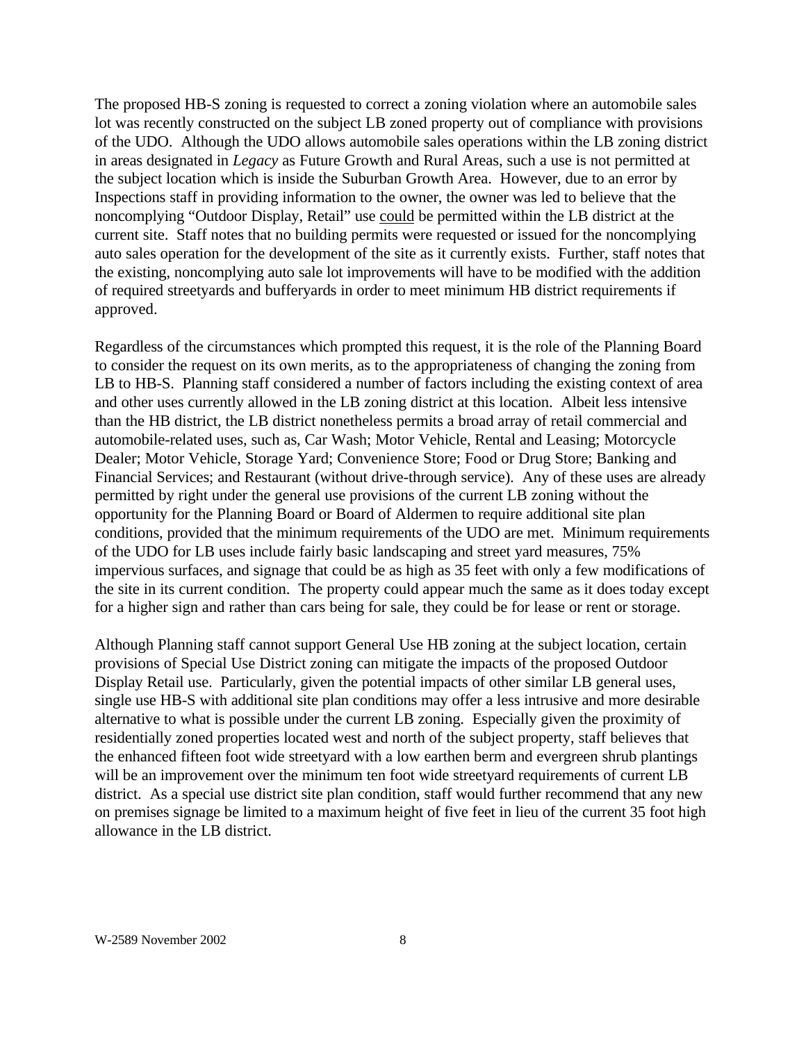The proposed HB-S zoning is requested to correct a zoning violation where an automobile sales lot was recently constructed on the subject LB zoned property out of compliance with provisions of the UDO. Although the UDO allows automobile sales operations within the LB zoning district in areas designated in *Legacy* as Future Growth and Rural Areas, such a use is not permitted at the subject location which is inside the Suburban Growth Area. However, due to an error by Inspections staff in providing information to the owner, the owner was led to believe that the noncomplying "Outdoor Display, Retail" use could be permitted within the LB district at the current site. Staff notes that no building permits were requested or issued for the noncomplying auto sales operation for the development of the site as it currently exists. Further, staff notes that the existing, noncomplying auto sale lot improvements will have to be modified with the addition of required streetyards and bufferyards in order to meet minimum HB district requirements if approved.

Regardless of the circumstances which prompted this request, it is the role of the Planning Board to consider the request on its own merits, as to the appropriateness of changing the zoning from LB to HB-S. Planning staff considered a number of factors including the existing context of area and other uses currently allowed in the LB zoning district at this location. Albeit less intensive than the HB district, the LB district nonetheless permits a broad array of retail commercial and automobile-related uses, such as, Car Wash; Motor Vehicle, Rental and Leasing; Motorcycle Dealer; Motor Vehicle, Storage Yard; Convenience Store; Food or Drug Store; Banking and Financial Services; and Restaurant (without drive-through service). Any of these uses are already permitted by right under the general use provisions of the current LB zoning without the opportunity for the Planning Board or Board of Aldermen to require additional site plan conditions, provided that the minimum requirements of the UDO are met. Minimum requirements of the UDO for LB uses include fairly basic landscaping and street yard measures, 75% impervious surfaces, and signage that could be as high as 35 feet with only a few modifications of the site in its current condition. The property could appear much the same as it does today except for a higher sign and rather than cars being for sale, they could be for lease or rent or storage.

Although Planning staff cannot support General Use HB zoning at the subject location, certain provisions of Special Use District zoning can mitigate the impacts of the proposed Outdoor Display Retail use. Particularly, given the potential impacts of other similar LB general uses, single use HB-S with additional site plan conditions may offer a less intrusive and more desirable alternative to what is possible under the current LB zoning. Especially given the proximity of residentially zoned properties located west and north of the subject property, staff believes that the enhanced fifteen foot wide streetyard with a low earthen berm and evergreen shrub plantings will be an improvement over the minimum ten foot wide streetyard requirements of current LB district. As a special use district site plan condition, staff would further recommend that any new on premises signage be limited to a maximum height of five feet in lieu of the current 35 foot high allowance in the LB district.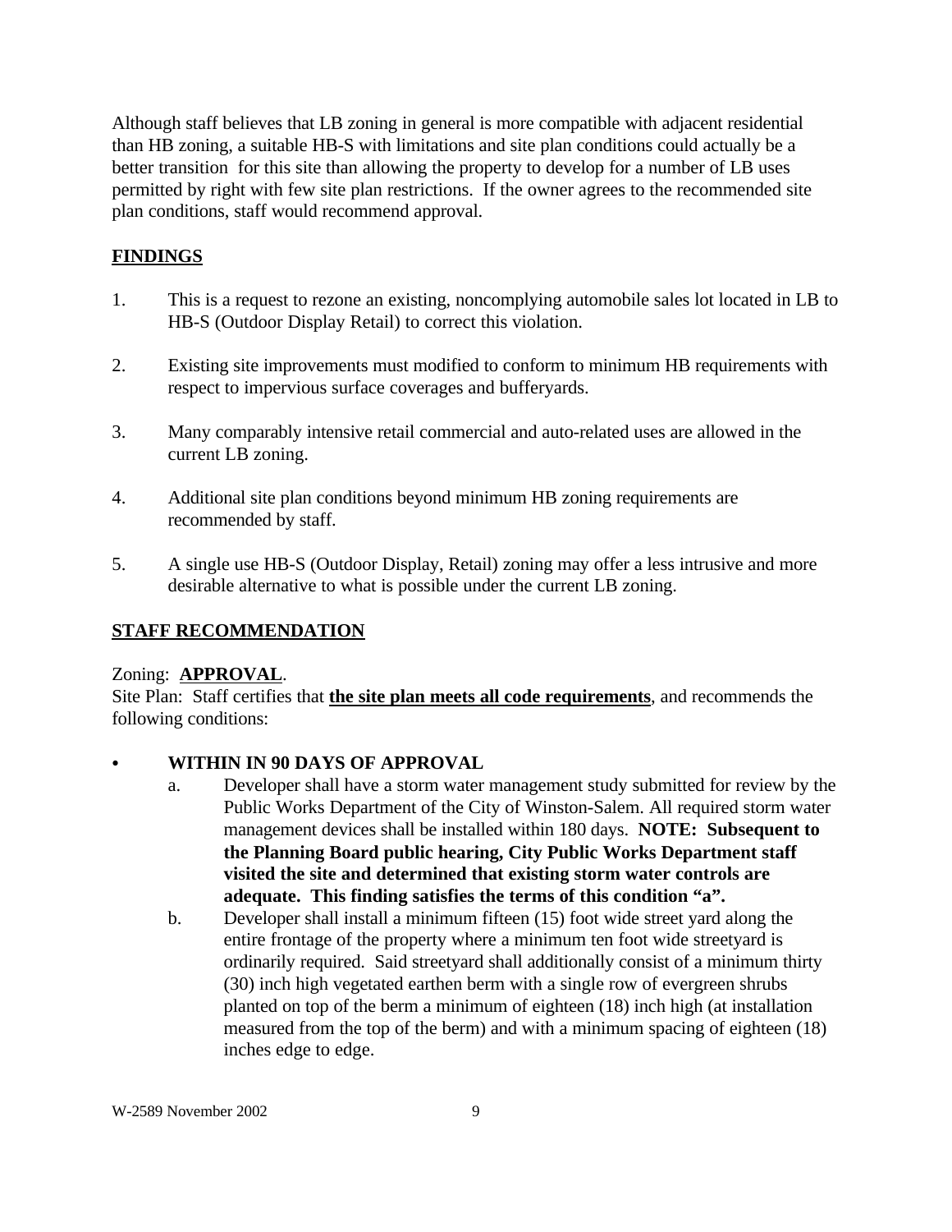Although staff believes that LB zoning in general is more compatible with adjacent residential than HB zoning, a suitable HB-S with limitations and site plan conditions could actually be a better transition for this site than allowing the property to develop for a number of LB uses permitted by right with few site plan restrictions. If the owner agrees to the recommended site plan conditions, staff would recommend approval.

## FINDINGS

1. This is a request to rezone an existing, noncomplying automobile sales lot located in LB to HB-S (Outdoor Display Retail) to correct this violation.

2. Existing site improvements must modified to conform to minimum HB requirements with respect to impervious surface coverages and bufferyards.

3. Many comparably intensive retail commercial and auto-related uses are allowed in the current LB zoning.

4. Additional site plan conditions beyond minimum HB zoning requirements are recommended by staff.

5. A single use HB-S (Outdoor Display, Retail) zoning may offer a less intrusive and more desirable alternative to what is possible under the current LB zoning.

## STAFF RECOMMENDATION

Zoning: **APPROVAL**.
Site Plan: Staff certifies that **the site plan meets all code requirements**, and recommends the following conditions:

- **WITHIN IN 90 DAYS OF APPROVAL**
  a. Developer shall have a storm water management study submitted for review by the Public Works Department of the City of Winston-Salem. All required storm water management devices shall be installed within 180 days. **NOTE: Subsequent to the Planning Board public hearing, City Public Works Department staff visited the site and determined that existing storm water controls are adequate. This finding satisfies the terms of this condition "a".**
  b. Developer shall install a minimum fifteen (15) foot wide street yard along the entire frontage of the property where a minimum ten foot wide streetyard is ordinarily required. Said streetyard shall additionally consist of a minimum thirty (30) inch high vegetated earthen berm with a single row of evergreen shrubs planted on top of the berm a minimum of eighteen (18) inch high (at installation measured from the top of the berm) and with a minimum spacing of eighteen (18) inches edge to edge.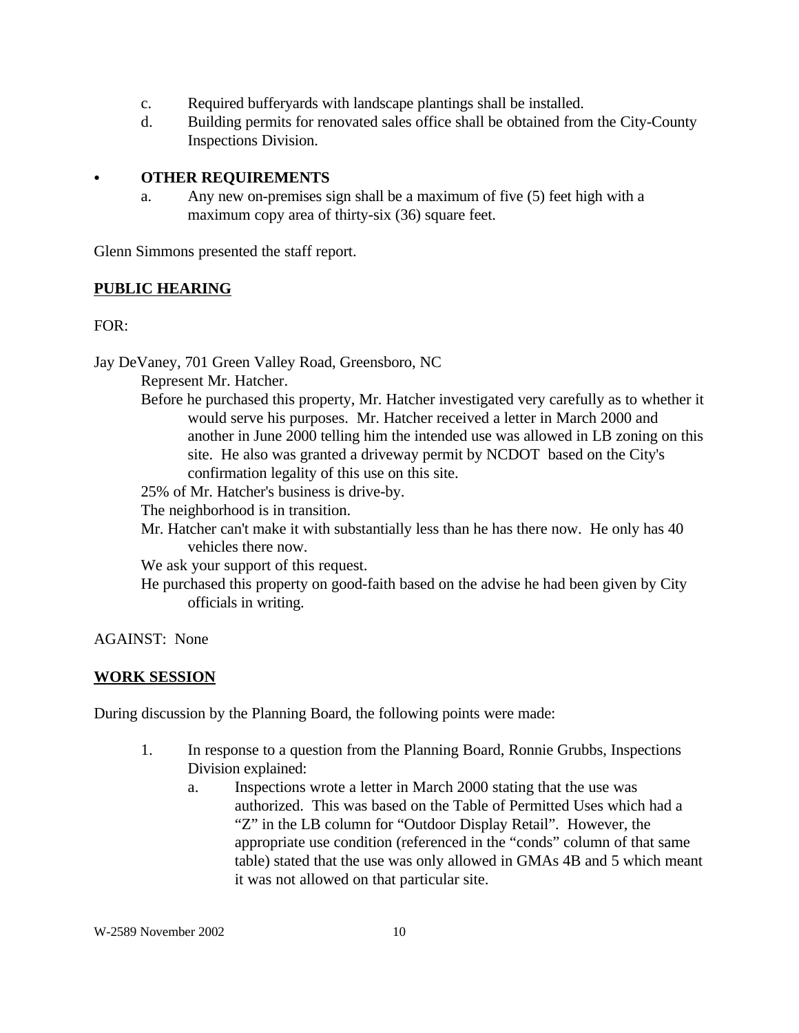c. Required bufferyards with landscape plantings shall be installed.

d. Building permits for renovated sales office shall be obtained from the City-County Inspections Division.

- **OTHER REQUIREMENTS**

  a. Any new on-premises sign shall be a maximum of five (5) feet high with a maximum copy area of thirty-six (36) square feet.

Glenn Simmons presented the staff report.

**PUBLIC HEARING**

FOR:

Jay DeVaney, 701 Green Valley Road, Greensboro, NC

Represent Mr. Hatcher.

Before he purchased this property, Mr. Hatcher investigated very carefully as to whether it would serve his purposes. Mr. Hatcher received a letter in March 2000 and another in June 2000 telling him the intended use was allowed in LB zoning on this site. He also was granted a driveway permit by NCDOT based on the City's confirmation legality of this use on this site.

25% of Mr. Hatcher's business is drive-by.

The neighborhood is in transition.

Mr. Hatcher can't make it with substantially less than he has there now. He only has 40 vehicles there now.

We ask your support of this request.

He purchased this property on good-faith based on the advise he had been given by City officials in writing.

AGAINST: None

**WORK SESSION**

During discussion by the Planning Board, the following points were made:

1. In response to a question from the Planning Board, Ronnie Grubbs, Inspections Division explained:

   a. Inspections wrote a letter in March 2000 stating that the use was authorized. This was based on the Table of Permitted Uses which had a "Z" in the LB column for "Outdoor Display Retail". However, the appropriate use condition (referenced in the "conds" column of that same table) stated that the use was only allowed in GMAs 4B and 5 which meant it was not allowed on that particular site.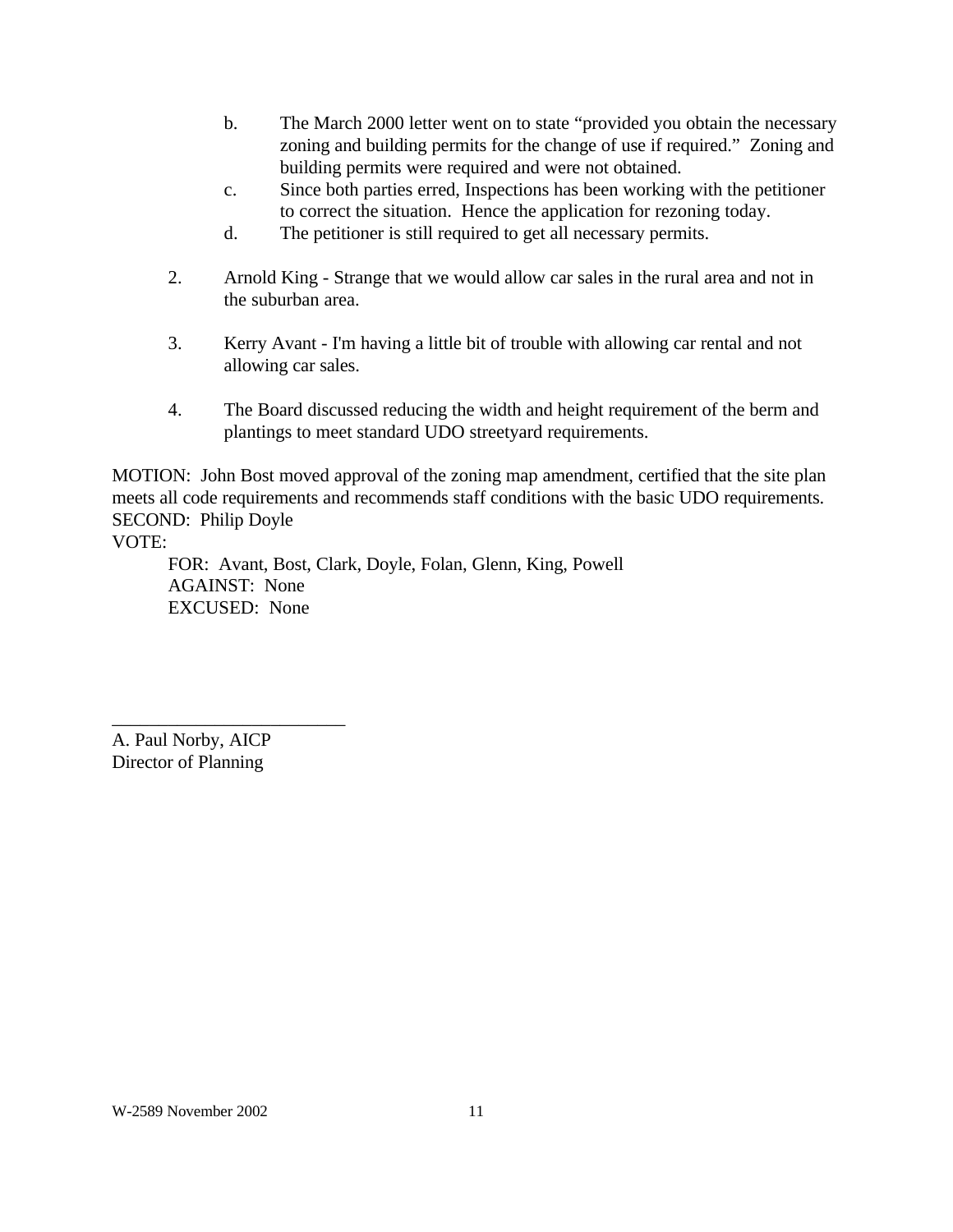b. The March 2000 letter went on to state “provided you obtain the necessary zoning and building permits for the change of use if required.” Zoning and building permits were required and were not obtained.

c. Since both parties erred, Inspections has been working with the petitioner to correct the situation. Hence the application for rezoning today.

d. The petitioner is still required to get all necessary permits.

2. Arnold King - Strange that we would allow car sales in the rural area and not in the suburban area.

3. Kerry Avant - I'm having a little bit of trouble with allowing car rental and not allowing car sales.

4. The Board discussed reducing the width and height requirement of the berm and plantings to meet standard UDO streetyard requirements.

MOTION: John Bost moved approval of the zoning map amendment, certified that the site plan meets all code requirements and recommends staff conditions with the basic UDO requirements.
SECOND: Philip Doyle
VOTE:

FOR: Avant, Bost, Clark, Doyle, Folan, Glenn, King, Powell
AGAINST: None
EXCUSED: None

\_\_\_\_\_\_\_\_\_\_\_\_\_\_\_\_\_\_\_\_\_\_\_\_\_\_
A. Paul Norby, AICP
Director of Planning